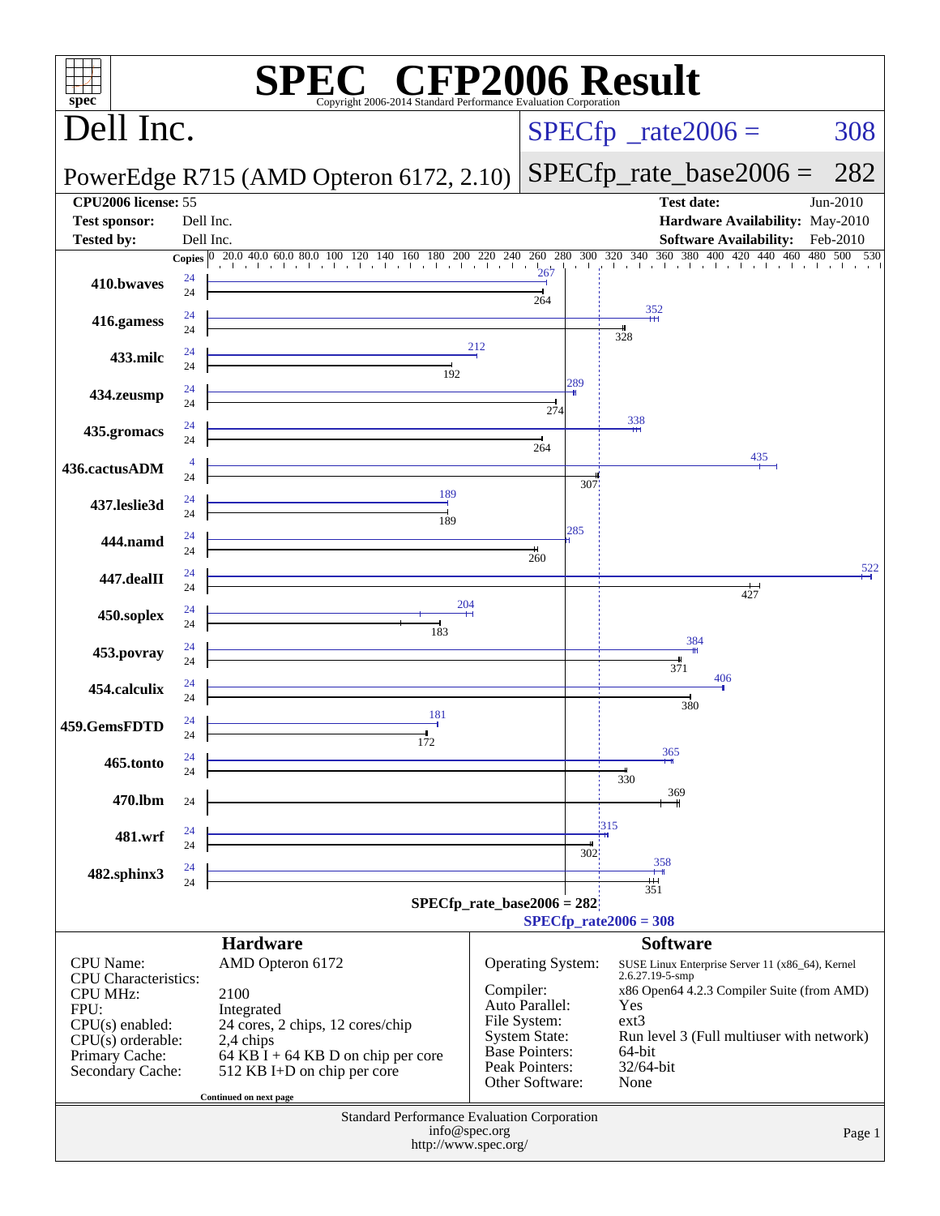# SPEC CFP2006 Result

Copyright 2006-2014 Standard Performance Evaluation Corporation

## Dell Inc.

**PowerEdge R715 (AMD Opteron 6172, 2.10)**

SPECfp_rate2006 = 308

SPECfp_rate_base2006 = 282

| | | | |
|---|---|---|---|
| **CPU2006 license:** | 55 | **Test date:** | Jun-2010 |
| **Test sponsor:** | Dell Inc. | **Hardware Availability:** | May-2010 |
| **Tested by:** | Dell Inc. | **Software Availability:** | Feb-2010 |

| Benchmark | Copies (peak) | Peak | Copies (base) | Base |
|---|---|---|---|---|
| 410.bwaves | 24 | 267 | 24 | 264 |
| 416.gamess | 24 | 352 | 24 | 328 |
| 433.milc | 24 | 212 | 24 | 192 |
| 434.zeusmp | 24 | 289 | 24 | 274 |
| 435.gromacs | 24 | 338 | 24 | 264 |
| 436.cactusADM | 4 | 435 | 24 | 307 |
| 437.leslie3d | 24 | 189 | 24 | 189 |
| 444.namd | 24 | 285 | 24 | 260 |
| 447.dealII | 24 | 522 | 24 | 427 |
| 450.soplex | 24 | 204 | 24 | 183 |
| 453.povray | 24 | 384 | 24 | 371 |
| 454.calculix | 24 | 406 | 24 | 380 |
| 459.GemsFDTD | 24 | 181 | 24 | 172 |
| 465.tonto | 24 | 365 | 24 | 330 |
| 470.lbm | | | 24 | 369 |
| 481.wrf | 24 | 315 | 24 | 302 |
| 482.sphinx3 | 24 | 358 | 24 | 351 |

SPECfp_rate_base2006 = 282

SPECfp_rate2006 = 308

### Hardware

| | |
|---|---|
| CPU Name: | AMD Opteron 6172 |
| CPU Characteristics: | |
| CPU MHz: | 2100 |
| FPU: | Integrated |
| CPU(s) enabled: | 24 cores, 2 chips, 12 cores/chip |
| CPU(s) orderable: | 2,4 chips |
| Primary Cache: | 64 KB I + 64 KB D on chip per core |
| Secondary Cache: | 512 KB I+D on chip per core |

Continued on next page

### Software

| | |
|---|---|
| Operating System: | SUSE Linux Enterprise Server 11 (x86_64), Kernel 2.6.27.19-5-smp |
| Compiler: | x86 Open64 4.2.3 Compiler Suite (from AMD) |
| Auto Parallel: | Yes |
| File System: | ext3 |
| System State: | Run level 3 (Full multiuser with network) |
| Base Pointers: | 64-bit |
| Peak Pointers: | 32/64-bit |
| Other Software: | None |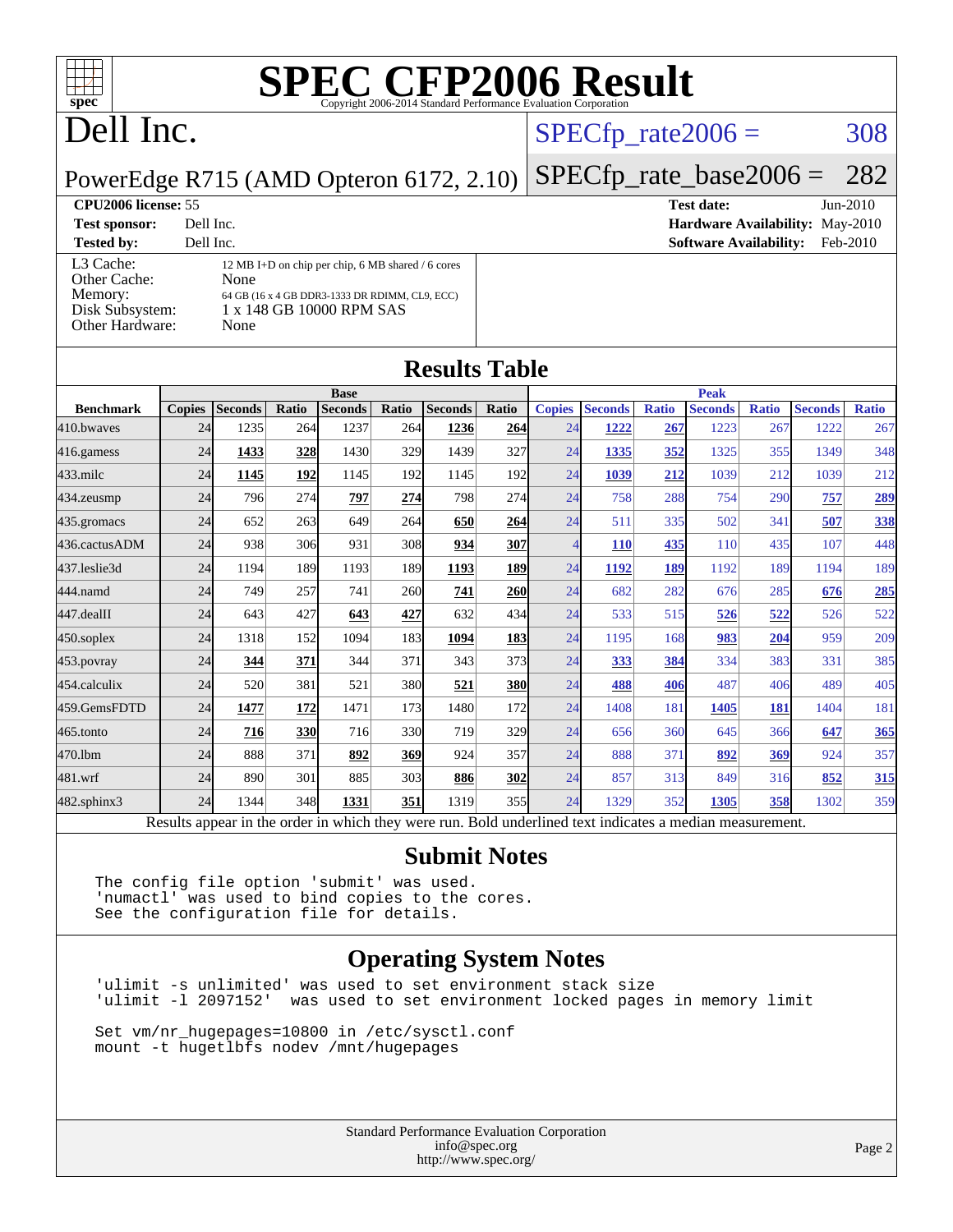# SPEC CFP2006 Result

Copyright 2006-2014 Standard Performance Evaluation Corporation

## Dell Inc.

PowerEdge R715 (AMD Opteron 6172, 2.10)

SPECfp_rate2006 = 308

SPECfp_rate_base2006 = 282

| | | | |
|---|---|---|---|
| **CPU2006 license:** 55 | | **Test date:** | Jun-2010 |
| **Test sponsor:** | Dell Inc. | **Hardware Availability:** | May-2010 |
| **Tested by:** | Dell Inc. | **Software Availability:** | Feb-2010 |

| | |
|---|---|
| L3 Cache: | 12 MB I+D on chip per chip, 6 MB shared / 6 cores |
| Other Cache: | None |
| Memory: | 64 GB (16 x 4 GB DDR3-1333 DR RDIMM, CL9, ECC) |
| Disk Subsystem: | 1 x 148 GB 10000 RPM SAS |
| Other Hardware: | None |

## Results Table

| | Base | | | | | | | Peak | | | | | | |
|---|---|---|---|---|---|---|---|---|---|---|---|---|---|---|
| **Benchmark** | **Copies** | **Seconds** | **Ratio** | **Seconds** | **Ratio** | **Seconds** | **Ratio** | **Copies** | **Seconds** | **Ratio** | **Seconds** | **Ratio** | **Seconds** | **Ratio** |
| 410.bwaves | 24 | 1235 | 264 | 1237 | 264 | **1236** | **264** | 24 | **1222** | **267** | 1223 | 267 | 1222 | 267 |
| 416.gamess | 24 | **1433** | **328** | 1430 | 329 | 1439 | 327 | 24 | **1335** | **352** | 1325 | 355 | 1349 | 348 |
| 433.milc | 24 | **1145** | **192** | 1145 | 192 | 1145 | 192 | 24 | **1039** | **212** | 1039 | 212 | 1039 | 212 |
| 434.zeusmp | 24 | 796 | 274 | **797** | **274** | 798 | 274 | 24 | 758 | 288 | 754 | 290 | **757** | **289** |
| 435.gromacs | 24 | 652 | 263 | 649 | 264 | **650** | **264** | 24 | 511 | 335 | 502 | 341 | **507** | **338** |
| 436.cactusADM | 24 | 938 | 306 | 931 | 308 | **934** | **307** | 4 | **110** | **435** | 110 | 435 | 107 | 448 |
| 437.leslie3d | 24 | 1194 | 189 | 1193 | 189 | **1193** | **189** | 24 | **1192** | **189** | 1192 | 189 | 1194 | 189 |
| 444.namd | 24 | 749 | 257 | 741 | 260 | **741** | **260** | 24 | 682 | 282 | 676 | 285 | **676** | **285** |
| 447.dealII | 24 | 643 | 427 | **643** | **427** | 632 | 434 | 24 | 533 | 515 | **526** | **522** | 526 | 522 |
| 450.soplex | 24 | 1318 | 152 | 1094 | 183 | **1094** | **183** | 24 | 1195 | 168 | **983** | **204** | 959 | 209 |
| 453.povray | 24 | **344** | **371** | 344 | 371 | 343 | 373 | 24 | **333** | **384** | 334 | 383 | 331 | 385 |
| 454.calculix | 24 | 520 | 381 | 521 | 380 | **521** | **380** | 24 | **488** | **406** | 487 | 406 | 489 | 405 |
| 459.GemsFDTD | 24 | **1477** | **172** | 1471 | 173 | 1480 | 172 | 24 | 1408 | 181 | **1405** | **181** | 1404 | 181 |
| 465.tonto | 24 | **716** | **330** | 716 | 330 | 719 | 329 | 24 | 656 | 360 | 645 | 366 | **647** | **365** |
| 470.lbm | 24 | 888 | 371 | **892** | **369** | 924 | 357 | 24 | 888 | 371 | **892** | **369** | 924 | 357 |
| 481.wrf | 24 | 890 | 301 | 885 | 303 | **886** | **302** | 24 | 857 | 313 | 849 | 316 | **852** | **315** |
| 482.sphinx3 | 24 | 1344 | 348 | **1331** | **351** | 1319 | 355 | 24 | 1329 | 352 | **1305** | **358** | 1302 | 359 |

Results appear in the order in which they were run. Bold underlined text indicates a median measurement.

## Submit Notes

```
The config file option 'submit' was used.
'numactl' was used to bind copies to the cores.
See the configuration file for details.
```

## Operating System Notes

```
'ulimit -s unlimited' was used to set environment stack size
'ulimit -l 2097152'  was used to set environment locked pages in memory limit

Set vm/nr_hugepages=10800 in /etc/sysctl.conf
mount -t hugetlbfs nodev /mnt/hugepages
```

Standard Performance Evaluation Corporation
info@spec.org
http://www.spec.org/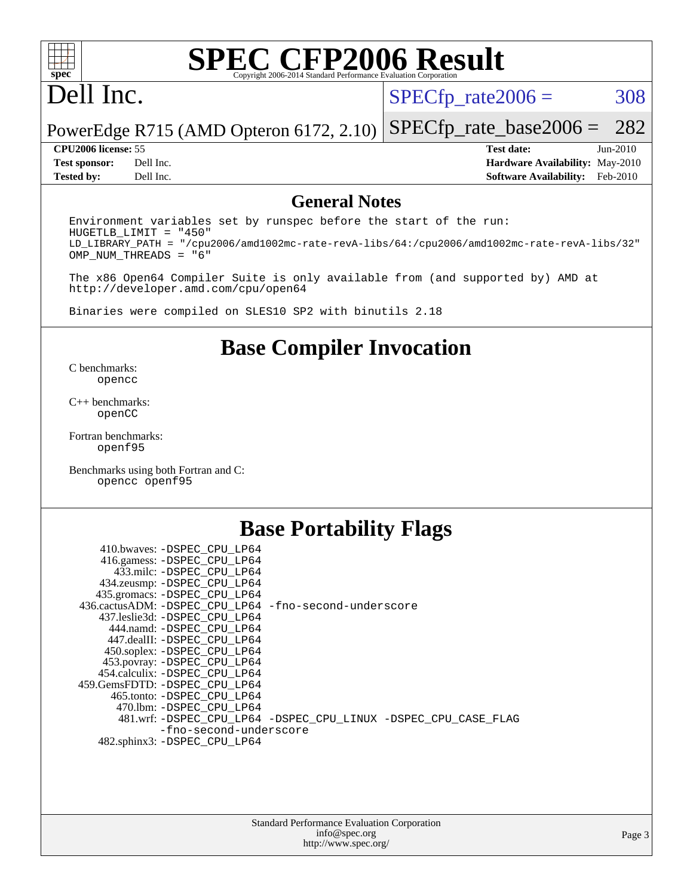# SPEC CFP2006 Result

Copyright 2006-2014 Standard Performance Evaluation Corporation

## Dell Inc.

PowerEdge R715 (AMD Opteron 6172, 2.10)

SPECfp_rate2006 = 308

SPECfp_rate_base2006 = 282

| | | | |
|---|---|---|---|
| **CPU2006 license:** | 55 | **Test date:** | Jun-2010 |
| **Test sponsor:** | Dell Inc. | **Hardware Availability:** | May-2010 |
| **Tested by:** | Dell Inc. | **Software Availability:** | Feb-2010 |

## General Notes

```
Environment variables set by runspec before the start of the run:
HUGETLB_LIMIT = "450"
LD_LIBRARY_PATH = "/cpu2006/amd1002mc-rate-revA-libs/64:/cpu2006/amd1002mc-rate-revA-libs/32"
OMP_NUM_THREADS = "6"

The x86 Open64 Compiler Suite is only available from (and supported by) AMD at
http://developer.amd.com/cpu/open64

Binaries were compiled on SLES10 SP2 with binutils 2.18
```

## Base Compiler Invocation

C benchmarks:
 opencc

C++ benchmarks:
 openCC

Fortran benchmarks:
 openf95

Benchmarks using both Fortran and C:
 opencc openf95

## Base Portability Flags

410.bwaves: -DSPEC_CPU_LP64
416.gamess: -DSPEC_CPU_LP64
433.milc: -DSPEC_CPU_LP64
434.zeusmp: -DSPEC_CPU_LP64
435.gromacs: -DSPEC_CPU_LP64
436.cactusADM: -DSPEC_CPU_LP64 -fno-second-underscore
437.leslie3d: -DSPEC_CPU_LP64
444.namd: -DSPEC_CPU_LP64
447.dealII: -DSPEC_CPU_LP64
450.soplex: -DSPEC_CPU_LP64
453.povray: -DSPEC_CPU_LP64
454.calculix: -DSPEC_CPU_LP64
459.GemsFDTD: -DSPEC_CPU_LP64
465.tonto: -DSPEC_CPU_LP64
470.lbm: -DSPEC_CPU_LP64
481.wrf: -DSPEC_CPU_LP64 -DSPEC_CPU_LINUX -DSPEC_CPU_CASE_FLAG -fno-second-underscore
482.sphinx3: -DSPEC_CPU_LP64

Standard Performance Evaluation Corporation
info@spec.org
http://www.spec.org/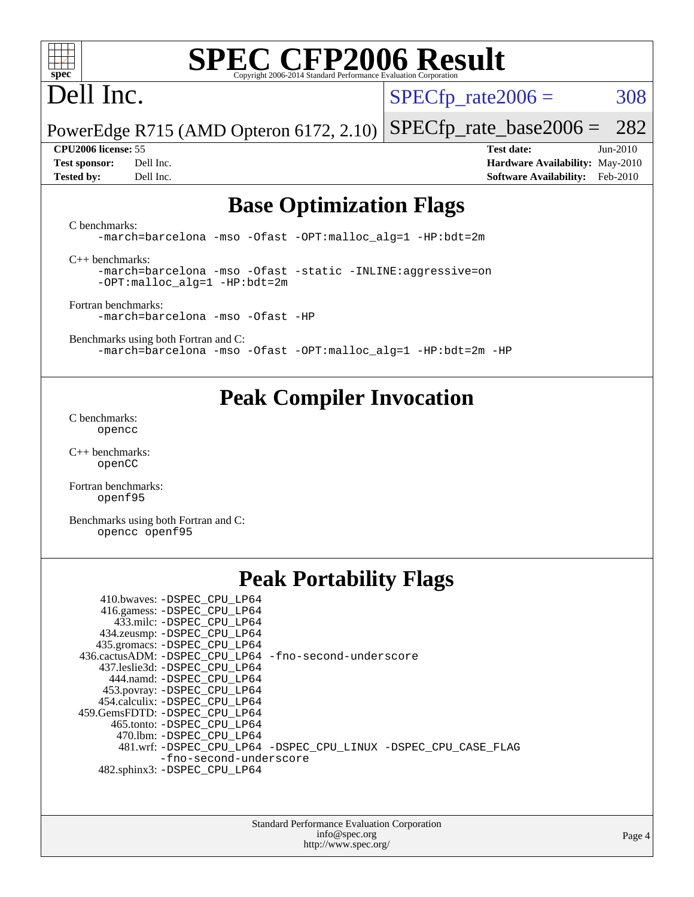# SPEC CFP2006 Result

Copyright 2006-2014 Standard Performance Evaluation Corporation

## Dell Inc.

PowerEdge R715 (AMD Opteron 6172, 2.10)

SPECfp_rate2006 = 308

SPECfp_rate_base2006 = 282

**CPU2006 license:** 55
**Test sponsor:** Dell Inc.
**Tested by:** Dell Inc.

**Test date:** Jun-2010
**Hardware Availability:** May-2010
**Software Availability:** Feb-2010

## Base Optimization Flags

C benchmarks:

```
-march=barcelona -mso -Ofast -OPT:malloc_alg=1 -HP:bdt=2m
```

C++ benchmarks:

```
-march=barcelona -mso -Ofast -static -INLINE:aggressive=on
-OPT:malloc_alg=1 -HP:bdt=2m
```

Fortran benchmarks:

```
-march=barcelona -mso -Ofast -HP
```

Benchmarks using both Fortran and C:

```
-march=barcelona -mso -Ofast -OPT:malloc_alg=1 -HP:bdt=2m -HP
```

## Peak Compiler Invocation

C benchmarks:

```
opencc
```

C++ benchmarks:

```
openCC
```

Fortran benchmarks:

```
openf95
```

Benchmarks using both Fortran and C:

```
opencc openf95
```

## Peak Portability Flags

```
     410.bwaves: -DSPEC_CPU_LP64
    416.gamess: -DSPEC_CPU_LP64
       433.milc: -DSPEC_CPU_LP64
    434.zeusmp: -DSPEC_CPU_LP64
   435.gromacs: -DSPEC_CPU_LP64
 436.cactusADM: -DSPEC_CPU_LP64 -fno-second-underscore
   437.leslie3d: -DSPEC_CPU_LP64
      444.namd: -DSPEC_CPU_LP64
     453.povray: -DSPEC_CPU_LP64
   454.calculix: -DSPEC_CPU_LP64
 459.GemsFDTD: -DSPEC_CPU_LP64
      465.tonto: -DSPEC_CPU_LP64
        470.lbm: -DSPEC_CPU_LP64
        481.wrf: -DSPEC_CPU_LP64 -DSPEC_CPU_LINUX -DSPEC_CPU_CASE_FLAG
                 -fno-second-underscore
    482.sphinx3: -DSPEC_CPU_LP64
```

Standard Performance Evaluation Corporation
info@spec.org
http://www.spec.org/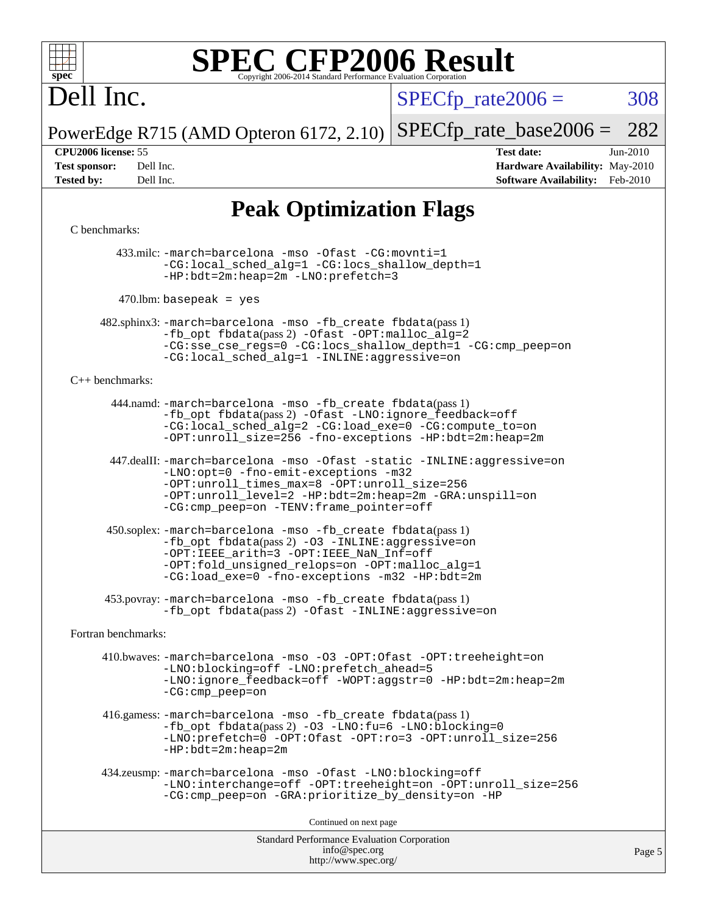# Peak Optimization Flags

C benchmarks:

433.milc: -march=barcelona -mso -Ofast -CG:movnti=1 -CG:local_sched_alg=1 -CG:locs_shallow_depth=1 -HP:bdt=2m:heap=2m -LNO:prefetch=3

470.lbm: basepeak = yes

482.sphinx3: -march=barcelona -mso -fb_create fbdata(pass 1) -fb_opt fbdata(pass 2) -Ofast -OPT:malloc_alg=2 -CG:sse_cse_regs=0 -CG:locs_shallow_depth=1 -CG:cmp_peep=on -CG:local_sched_alg=1 -INLINE:aggressive=on

C++ benchmarks:

444.namd: -march=barcelona -mso -fb_create fbdata(pass 1) -fb_opt fbdata(pass 2) -Ofast -LNO:ignore_feedback=off -CG:local_sched_alg=2 -CG:load_exe=0 -CG:compute_to=on -OPT:unroll_size=256 -fno-exceptions -HP:bdt=2m:heap=2m

447.dealII: -march=barcelona -mso -Ofast -static -INLINE:aggressive=on -LNO:opt=0 -fno-emit-exceptions -m32 -OPT:unroll_times_max=8 -OPT:unroll_size=256 -OPT:unroll_level=2 -HP:bdt=2m:heap=2m -GRA:unspill=on -CG:cmp_peep=on -TENV:frame_pointer=off

450.soplex: -march=barcelona -mso -fb_create fbdata(pass 1) -fb_opt fbdata(pass 2) -O3 -INLINE:aggressive=on -OPT:IEEE_arith=3 -OPT:IEEE_NaN_Inf=off -OPT:fold_unsigned_relops=on -OPT:malloc_alg=1 -CG:load_exe=0 -fno-exceptions -m32 -HP:bdt=2m

453.povray: -march=barcelona -mso -fb_create fbdata(pass 1) -fb_opt fbdata(pass 2) -Ofast -INLINE:aggressive=on

Fortran benchmarks:

410.bwaves: -march=barcelona -mso -O3 -OPT:Ofast -OPT:treeheight=on -LNO:blocking=off -LNO:prefetch_ahead=5 -LNO:ignore_feedback=off -WOPT:aggstr=0 -HP:bdt=2m:heap=2m -CG:cmp_peep=on

416.gamess: -march=barcelona -mso -fb_create fbdata(pass 1) -fb_opt fbdata(pass 2) -O3 -LNO:fu=6 -LNO:blocking=0 -LNO:prefetch=0 -OPT:Ofast -OPT:ro=3 -OPT:unroll_size=256 -HP:bdt=2m:heap=2m

434.zeusmp: -march=barcelona -mso -Ofast -LNO:blocking=off -LNO:interchange=off -OPT:treeheight=on -OPT:unroll_size=256 -CG:cmp_peep=on -GRA:prioritize_by_density=on -HP

Continued on next page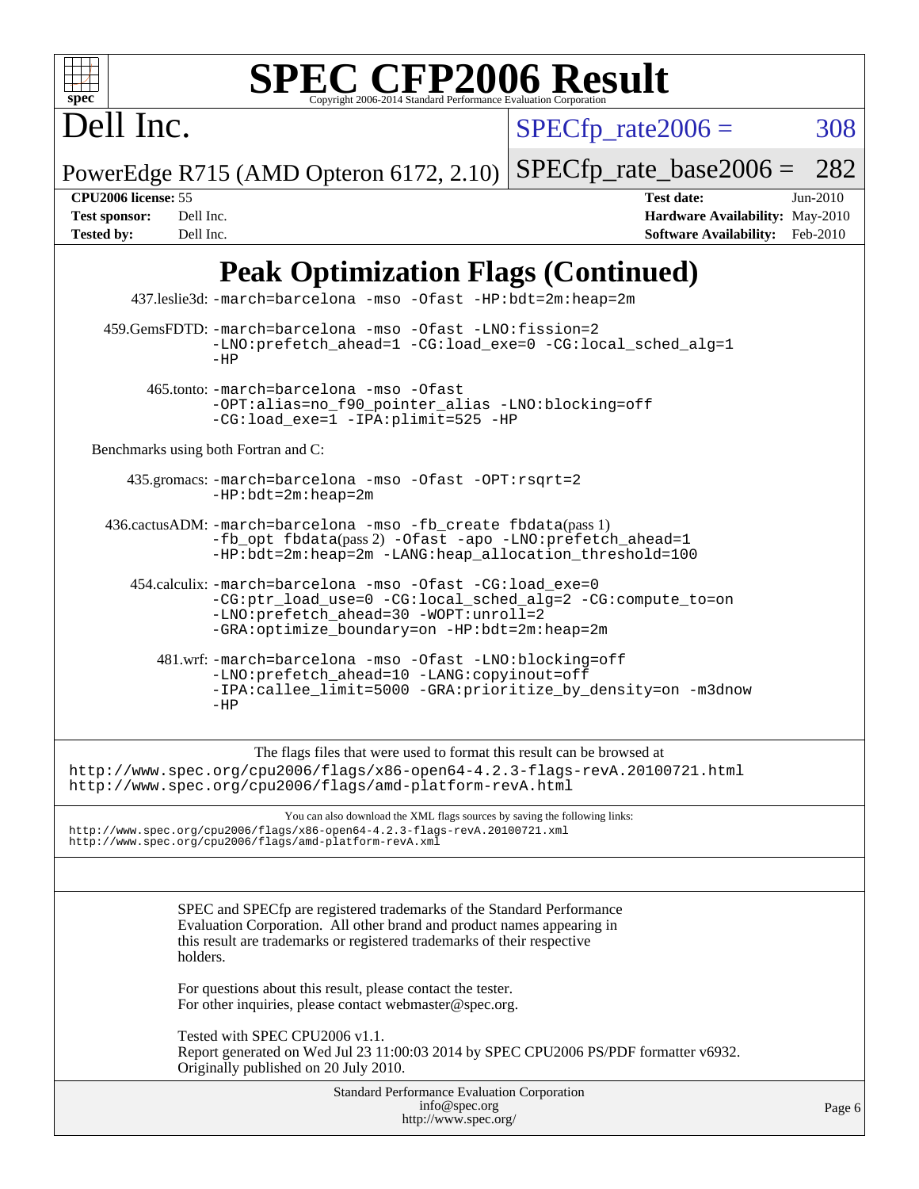# Dell Inc.

PowerEdge R715 (AMD Opteron 6172, 2.10)

SPECfp_rate2006 = 308

SPECfp_rate_base2006 = 282

**CPU2006 license:** 55 **Test date:** Jun-2010

**Test sponsor:** Dell Inc. **Hardware Availability:** May-2010

**Tested by:** Dell Inc. **Software Availability:** Feb-2010

## Peak Optimization Flags (Continued)

437.leslie3d: -march=barcelona -mso -Ofast -HP:bdt=2m:heap=2m

459.GemsFDTD: -march=barcelona -mso -Ofast -LNO:fission=2 -LNO:prefetch_ahead=1 -CG:load_exe=0 -CG:local_sched_alg=1 -HP

465.tonto: -march=barcelona -mso -Ofast -OPT:alias=no_f90_pointer_alias -LNO:blocking=off -CG:load_exe=1 -IPA:plimit=525 -HP

Benchmarks using both Fortran and C:

435.gromacs: -march=barcelona -mso -Ofast -OPT:rsqrt=2 -HP:bdt=2m:heap=2m

436.cactusADM: -march=barcelona -mso -fb_create fbdata(pass 1) -fb_opt fbdata(pass 2) -Ofast -apo -LNO:prefetch_ahead=1 -HP:bdt=2m:heap=2m -LANG:heap_allocation_threshold=100

454.calculix: -march=barcelona -mso -Ofast -CG:load_exe=0 -CG:ptr_load_use=0 -CG:local_sched_alg=2 -CG:compute_to=on -LNO:prefetch_ahead=30 -WOPT:unroll=2 -GRA:optimize_boundary=on -HP:bdt=2m:heap=2m

481.wrf: -march=barcelona -mso -Ofast -LNO:blocking=off -LNO:prefetch_ahead=10 -LANG:copyinout=off -IPA:callee_limit=5000 -GRA:prioritize_by_density=on -m3dnow -HP

The flags files that were used to format this result can be browsed at
http://www.spec.org/cpu2006/flags/x86-open64-4.2.3-flags-revA.20100721.html
http://www.spec.org/cpu2006/flags/amd-platform-revA.html

You can also download the XML flags sources by saving the following links:
http://www.spec.org/cpu2006/flags/x86-open64-4.2.3-flags-revA.20100721.xml
http://www.spec.org/cpu2006/flags/amd-platform-revA.xml

SPEC and SPECfp are registered trademarks of the Standard Performance Evaluation Corporation. All other brand and product names appearing in this result are trademarks or registered trademarks of their respective holders.

For questions about this result, please contact the tester.
For other inquiries, please contact webmaster@spec.org.

Tested with SPEC CPU2006 v1.1.
Report generated on Wed Jul 23 11:00:03 2014 by SPEC CPU2006 PS/PDF formatter v6932.
Originally published on 20 July 2010.